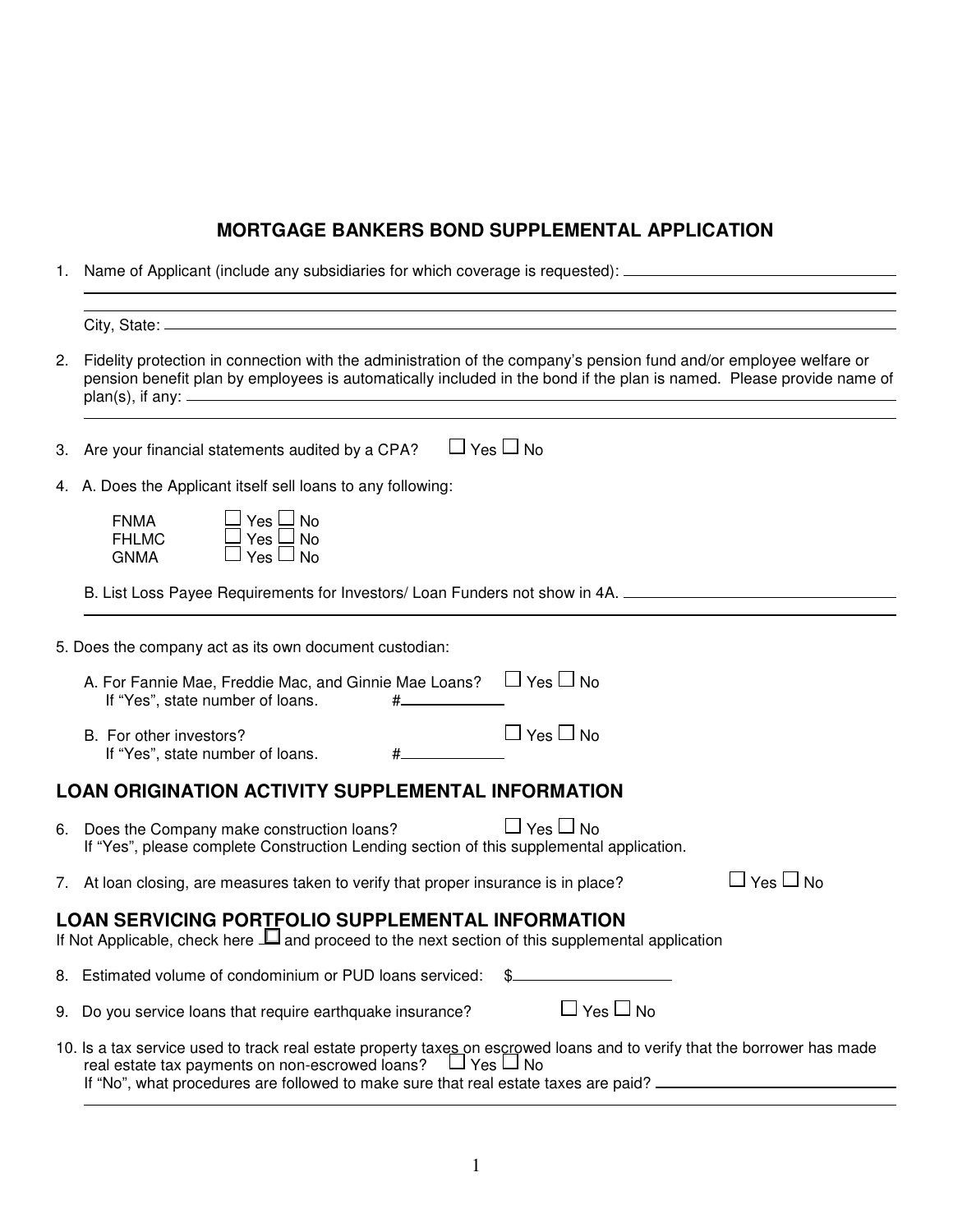# MORTGAGE BANKERS BOND SUPPLEMENTAL APPLICATION

1. Name of Applicant (include any subsidiaries for which coverage is requested): ____________________

   ____________________

   City, State: ____________________

2. Fidelity protection in connection with the administration of the company's pension fund and/or employee welfare or pension benefit plan by employees is automatically included in the bond if the plan is named. Please provide name of plan(s), if any: ____________________

   ____________________

3. Are your financial statements audited by a CPA? ☐ Yes ☐ No

4. A. Does the Applicant itself sell loans to any following:

   FNMA ☐ Yes ☐ No
   FHLMC ☐ Yes ☐ No
   GNMA ☐ Yes ☐ No

   B. List Loss Payee Requirements for Investors/ Loan Funders not show in 4A. ____________________

   ____________________

5. Does the company act as its own document custodian:

   A. For Fannie Mae, Freddie Mac, and Ginnie Mae Loans? ☐ Yes ☐ No
   If "Yes", state number of loans. #__________

   B. For other investors? ☐ Yes ☐ No
   If "Yes", state number of loans. #__________

## LOAN ORIGINATION ACTIVITY SUPPLEMENTAL INFORMATION

6. Does the Company make construction loans? ☐ Yes ☐ No
   If "Yes", please complete Construction Lending section of this supplemental application.

7. At loan closing, are measures taken to verify that proper insurance is in place? ☐ Yes ☐ No

## LOAN SERVICING PORTFOLIO SUPPLEMENTAL INFORMATION

If Not Applicable, check here ☐ and proceed to the next section of this supplemental application

8. Estimated volume of condominium or PUD loans serviced: $__________

9. Do you service loans that require earthquake insurance? ☐ Yes ☐ No

10. Is a tax service used to track real estate property taxes on escrowed loans and to verify that the borrower has made real estate tax payments on non-escrowed loans? ☐ Yes ☐ No
    If "No", what procedures are followed to make sure that real estate taxes are paid? ____________________

    ____________________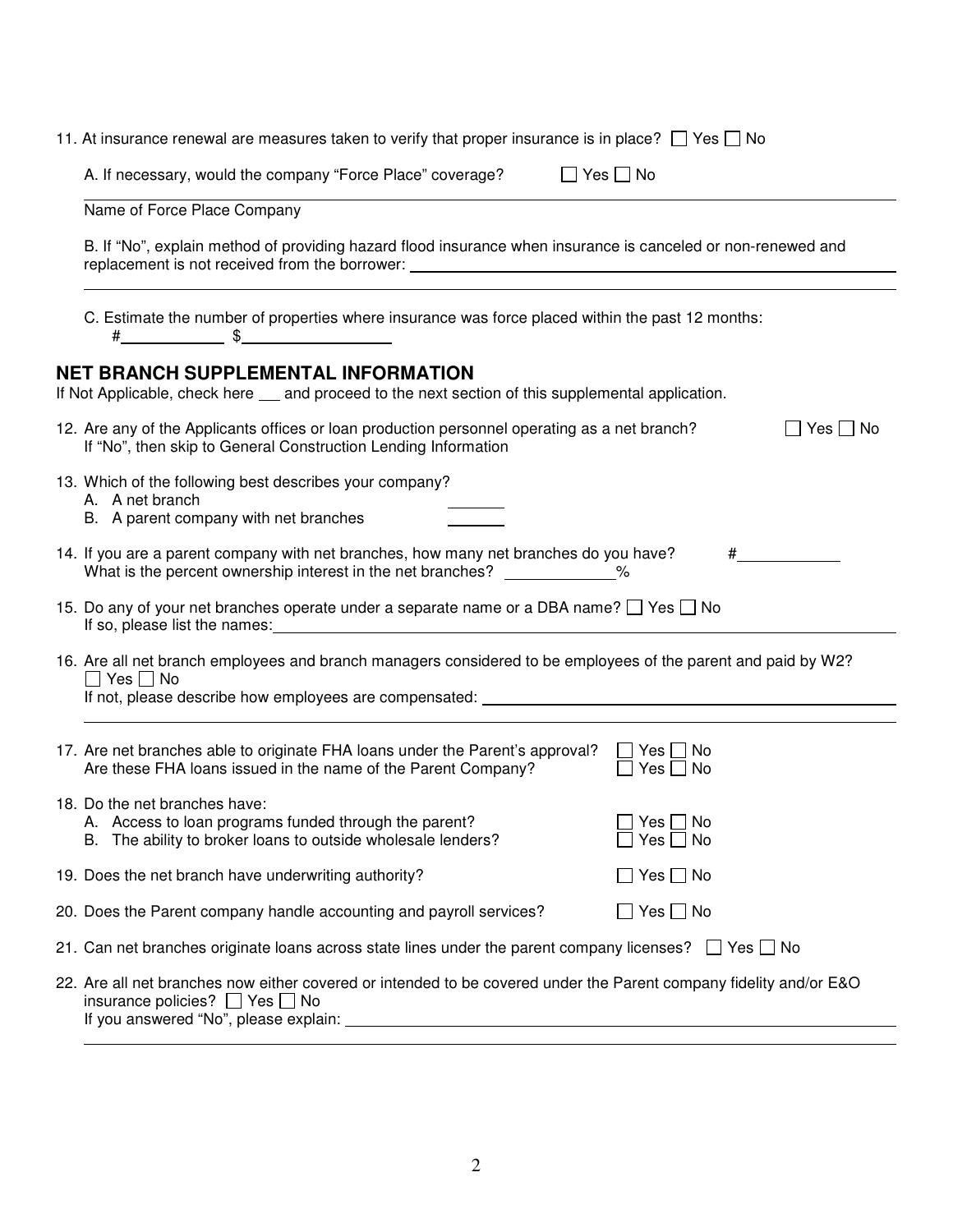11. At insurance renewal are measures taken to verify that proper insurance is in place? ☐ Yes ☐ No

    A. If necessary, would the company "Force Place" coverage? ☐ Yes ☐ No

    ______________________________________________
    Name of Force Place Company

    B. If "No", explain method of providing hazard flood insurance when insurance is canceled or non-renewed and replacement is not received from the borrower: ______________________________________________

    ______________________________________________

    C. Estimate the number of properties where insurance was force placed within the past 12 months:
    #__________ $______________

## NET BRANCH SUPPLEMENTAL INFORMATION

If Not Applicable, check here ___ and proceed to the next section of this supplemental application.

12. Are any of the Applicants offices or loan production personnel operating as a net branch? ☐ Yes ☐ No
    If "No", then skip to General Construction Lending Information

13. Which of the following best describes your company?
    A. A net branch ______
    B. A parent company with net branches ______

14. If you are a parent company with net branches, how many net branches do you have? #__________
    What is the percent ownership interest in the net branches? __________%

15. Do any of your net branches operate under a separate name or a DBA name? ☐ Yes ☐ No
    If so, please list the names: ______________________________________________

16. Are all net branch employees and branch managers considered to be employees of the parent and paid by W2?
    ☐ Yes ☐ No
    If not, please describe how employees are compensated: ______________________________________________

    ______________________________________________

17. Are net branches able to originate FHA loans under the Parent's approval? ☐ Yes ☐ No
    Are these FHA loans issued in the name of the Parent Company? ☐ Yes ☐ No

18. Do the net branches have:
    A. Access to loan programs funded through the parent? ☐ Yes ☐ No
    B. The ability to broker loans to outside wholesale lenders? ☐ Yes ☐ No

19. Does the net branch have underwriting authority? ☐ Yes ☐ No

20. Does the Parent company handle accounting and payroll services? ☐ Yes ☐ No

21. Can net branches originate loans across state lines under the parent company licenses? ☐ Yes ☐ No

22. Are all net branches now either covered or intended to be covered under the Parent company fidelity and/or E&O insurance policies? ☐ Yes ☐ No
    If you answered "No", please explain: ______________________________________________

    ______________________________________________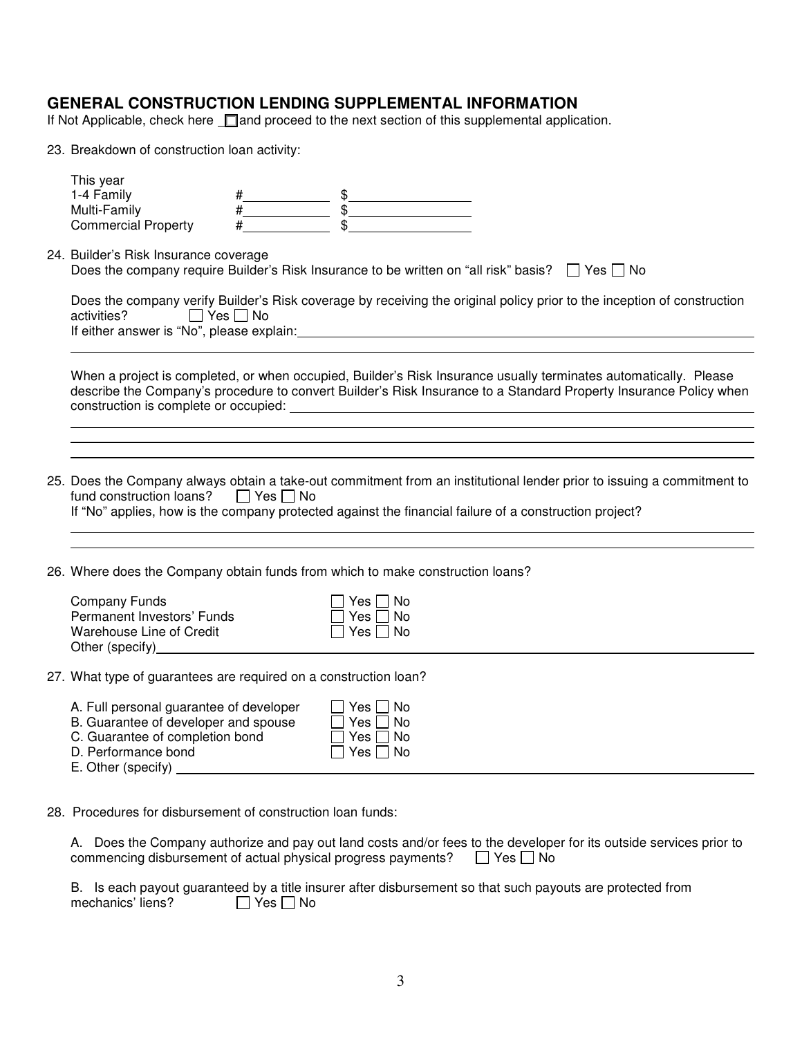## GENERAL CONSTRUCTION LENDING SUPPLEMENTAL INFORMATION

If Not Applicable, check here ☐ and proceed to the next section of this supplemental application.

23. Breakdown of construction loan activity:

| This year | | |
|---|---|---|
| 1-4 Family | #\_\_\_\_\_\_\_\_\_\_ | $\_\_\_\_\_\_\_\_\_\_\_\_\_\_ |
| Multi-Family | #\_\_\_\_\_\_\_\_\_\_ | $\_\_\_\_\_\_\_\_\_\_\_\_\_\_ |
| Commercial Property | #\_\_\_\_\_\_\_\_\_\_ | $\_\_\_\_\_\_\_\_\_\_\_\_\_\_ |

24. Builder's Risk Insurance coverage

    Does the company require Builder's Risk Insurance to be written on "all risk" basis? ☐ Yes ☐ No

    Does the company verify Builder's Risk coverage by receiving the original policy prior to the inception of construction activities? ☐ Yes ☐ No

    If either answer is "No", please explain:\_\_\_\_\_\_\_\_\_\_\_\_\_\_\_\_\_\_\_\_\_\_\_\_\_\_\_\_\_\_\_\_\_\_\_\_\_\_\_\_

    When a project is completed, or when occupied, Builder's Risk Insurance usually terminates automatically. Please describe the Company's procedure to convert Builder's Risk Insurance to a Standard Property Insurance Policy when construction is complete or occupied: \_\_\_\_\_\_\_\_\_\_\_\_\_\_\_\_\_\_\_\_\_\_\_\_\_\_\_\_\_\_\_\_\_\_\_\_\_\_\_\_

25. Does the Company always obtain a take-out commitment from an institutional lender prior to issuing a commitment to fund construction loans? ☐ Yes ☐ No

    If "No" applies, how is the company protected against the financial failure of a construction project?

26. Where does the Company obtain funds from which to make construction loans?

| | |
|---|---|
| Company Funds | ☐ Yes ☐ No |
| Permanent Investors' Funds | ☐ Yes ☐ No |
| Warehouse Line of Credit | ☐ Yes ☐ No |
| Other (specify)\_\_\_\_\_\_\_\_\_\_\_\_\_\_\_\_\_\_\_\_ | |

27. What type of guarantees are required on a construction loan?

| | |
|---|---|
| A. Full personal guarantee of developer | ☐ Yes ☐ No |
| B. Guarantee of developer and spouse | ☐ Yes ☐ No |
| C. Guarantee of completion bond | ☐ Yes ☐ No |
| D. Performance bond | ☐ Yes ☐ No |
| E. Other (specify) \_\_\_\_\_\_\_\_\_\_\_\_\_\_\_\_\_\_\_\_ | |

28. Procedures for disbursement of construction loan funds:

    A. Does the Company authorize and pay out land costs and/or fees to the developer for its outside services prior to commencing disbursement of actual physical progress payments? ☐ Yes ☐ No

    B. Is each payout guaranteed by a title insurer after disbursement so that such payouts are protected from mechanics' liens? ☐ Yes ☐ No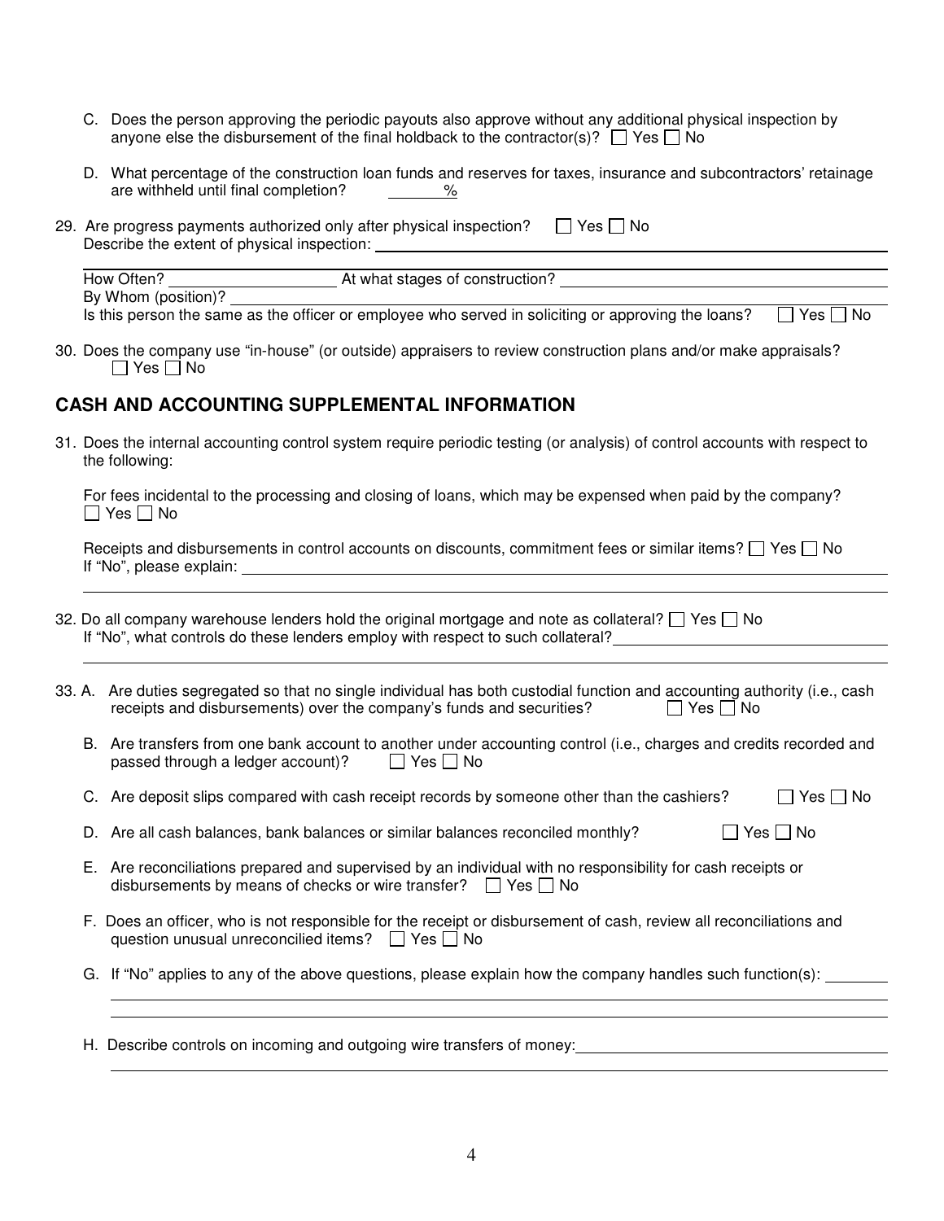C. Does the person approving the periodic payouts also approve without any additional physical inspection by anyone else the disbursement of the final holdback to the contractor(s)? ☐ Yes ☐ No

D. What percentage of the construction loan funds and reserves for taxes, insurance and subcontractors' retainage are withheld until final completion? ______ %

29. Are progress payments authorized only after physical inspection? ☐ Yes ☐ No
Describe the extent of physical inspection: ______

How Often? ______ At what stages of construction? ______
By Whom (position)? ______
Is this person the same as the officer or employee who served in soliciting or approving the loans? ☐ Yes ☐ No

30. Does the company use "in-house" (or outside) appraisers to review construction plans and/or make appraisals? ☐ Yes ☐ No

## CASH AND ACCOUNTING SUPPLEMENTAL INFORMATION

31. Does the internal accounting control system require periodic testing (or analysis) of control accounts with respect to the following:

For fees incidental to the processing and closing of loans, which may be expensed when paid by the company? ☐ Yes ☐ No

Receipts and disbursements in control accounts on discounts, commitment fees or similar items? ☐ Yes ☐ No
If "No", please explain: ______

32. Do all company warehouse lenders hold the original mortgage and note as collateral? ☐ Yes ☐ No
If "No", what controls do these lenders employ with respect to such collateral? ______

33. A. Are duties segregated so that no single individual has both custodial function and accounting authority (i.e., cash receipts and disbursements) over the company's funds and securities? ☐ Yes ☐ No

B. Are transfers from one bank account to another under accounting control (i.e., charges and credits recorded and passed through a ledger account)? ☐ Yes ☐ No

C. Are deposit slips compared with cash receipt records by someone other than the cashiers? ☐ Yes ☐ No

D. Are all cash balances, bank balances or similar balances reconciled monthly? ☐ Yes ☐ No

E. Are reconciliations prepared and supervised by an individual with no responsibility for cash receipts or disbursements by means of checks or wire transfer? ☐ Yes ☐ No

F. Does an officer, who is not responsible for the receipt or disbursement of cash, review all reconciliations and question unusual unreconcilied items? ☐ Yes ☐ No

G. If "No" applies to any of the above questions, please explain how the company handles such function(s): ______

H. Describe controls on incoming and outgoing wire transfers of money: ______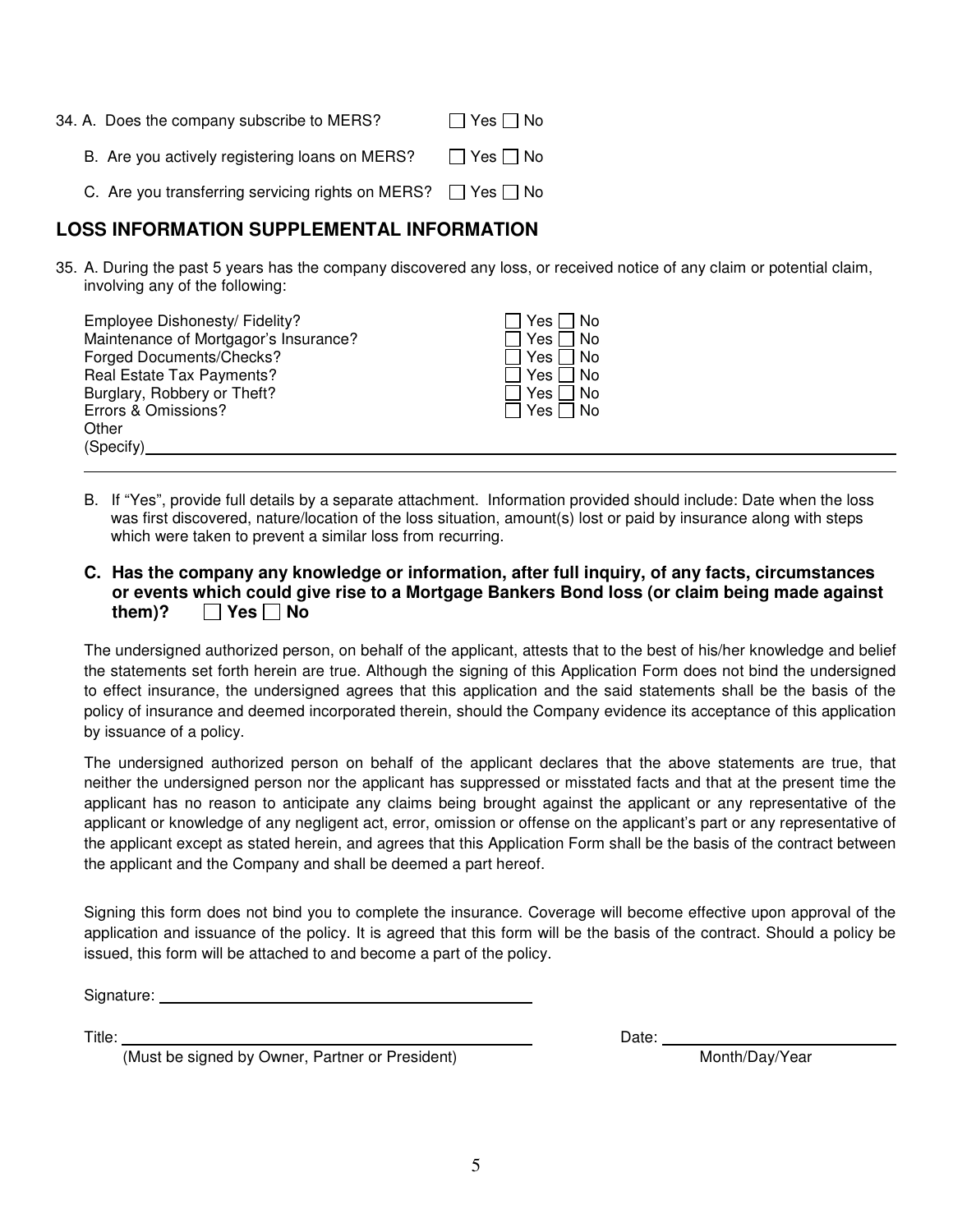34. A. Does the company subscribe to MERS? ☐ Yes ☐ No

    B. Are you actively registering loans on MERS? ☐ Yes ☐ No

    C. Are you transferring servicing rights on MERS? ☐ Yes ☐ No

## LOSS INFORMATION SUPPLEMENTAL INFORMATION

35. A. During the past 5 years has the company discovered any loss, or received notice of any claim or potential claim, involving any of the following:

| | |
|---|---|
| Employee Dishonesty/ Fidelity? | ☐ Yes ☐ No |
| Maintenance of Mortgagor's Insurance? | ☐ Yes ☐ No |
| Forged Documents/Checks? | ☐ Yes ☐ No |
| Real Estate Tax Payments? | ☐ Yes ☐ No |
| Burglary, Robbery or Theft? | ☐ Yes ☐ No |
| Errors & Omissions? | ☐ Yes ☐ No |

Other

(Specify)\_\_\_\_\_\_\_\_\_\_\_\_\_\_\_\_\_\_\_\_\_\_\_\_\_\_\_\_\_\_\_\_\_\_\_\_\_\_\_\_

B. If "Yes", provide full details by a separate attachment. Information provided should include: Date when the loss was first discovered, nature/location of the loss situation, amount(s) lost or paid by insurance along with steps which were taken to prevent a similar loss from recurring.

**C. Has the company any knowledge or information, after full inquiry, of any facts, circumstances or events which could give rise to a Mortgage Bankers Bond loss (or claim being made against them)? ☐ Yes ☐ No**

The undersigned authorized person, on behalf of the applicant, attests that to the best of his/her knowledge and belief the statements set forth herein are true. Although the signing of this Application Form does not bind the undersigned to effect insurance, the undersigned agrees that this application and the said statements shall be the basis of the policy of insurance and deemed incorporated therein, should the Company evidence its acceptance of this application by issuance of a policy.

The undersigned authorized person on behalf of the applicant declares that the above statements are true, that neither the undersigned person nor the applicant has suppressed or misstated facts and that at the present time the applicant has no reason to anticipate any claims being brought against the applicant or any representative of the applicant or knowledge of any negligent act, error, omission or offense on the applicant's part or any representative of the applicant except as stated herein, and agrees that this Application Form shall be the basis of the contract between the applicant and the Company and shall be deemed a part hereof.

Signing this form does not bind you to complete the insurance. Coverage will become effective upon approval of the application and issuance of the policy. It is agreed that this form will be the basis of the contract. Should a policy be issued, this form will be attached to and become a part of the policy.

Signature: \_\_\_\_\_\_\_\_\_\_\_\_\_\_\_\_\_\_\_\_\_\_\_\_\_\_\_\_

Title: \_\_\_\_\_\_\_\_\_\_\_\_\_\_\_\_\_\_\_\_\_\_\_\_\_\_\_\_
(Must be signed by Owner, Partner or President)

Date: \_\_\_\_\_\_\_\_\_\_\_\_\_\_\_\_\_\_
Month/Day/Year